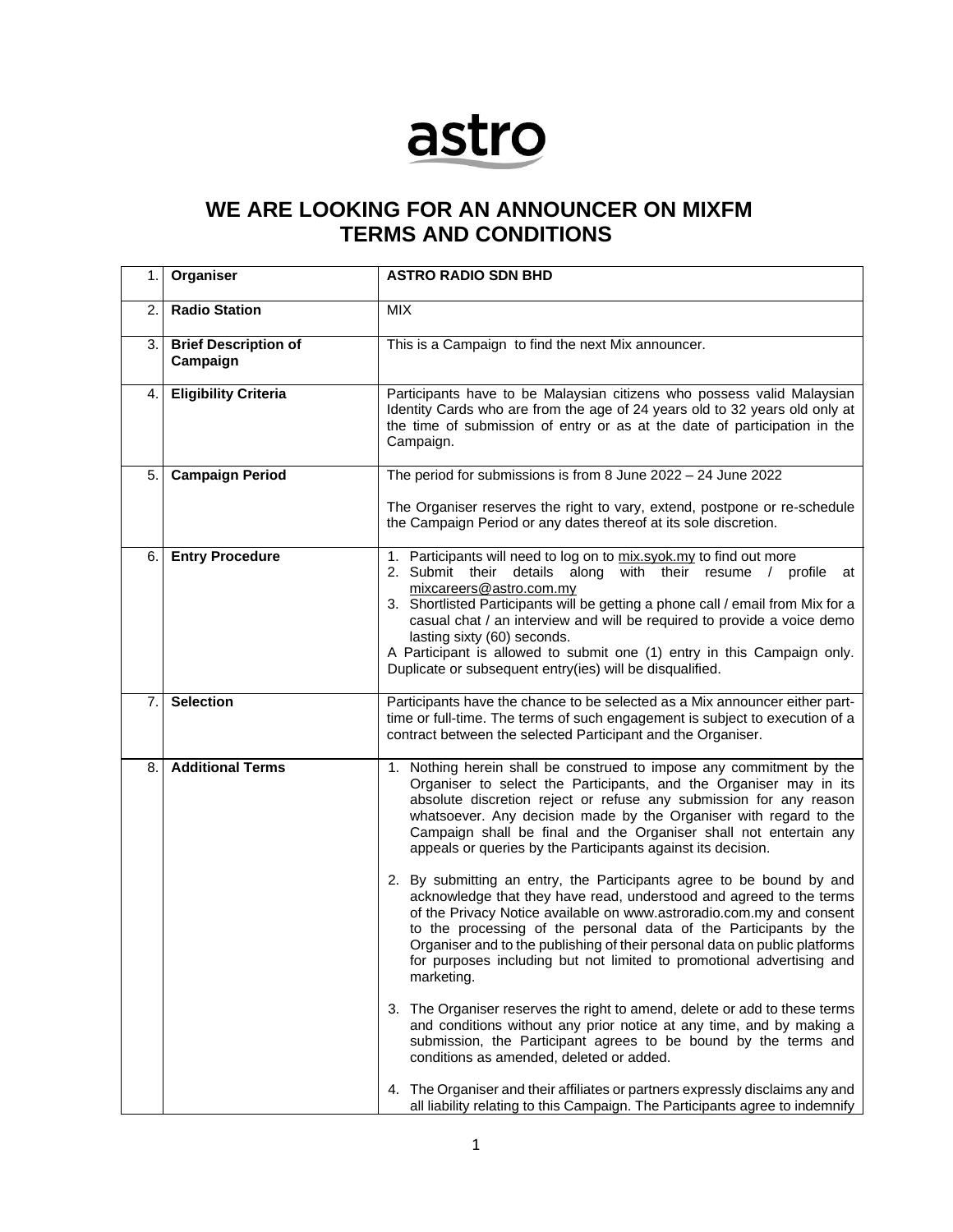# WE ARE LOOKING FOR AN ANNOUNCER ON MIXFM
# TERMS AND CONDITIONS

| | | |
|---|---|---|
| 1. | **Organiser** | **ASTRO RADIO SDN BHD** |
| 2. | **Radio Station** | MIX |
| 3. | **Brief Description of Campaign** | This is a Campaign to find the next Mix announcer. |
| 4. | **Eligibility Criteria** | Participants have to be Malaysian citizens who possess valid Malaysian Identity Cards who are from the age of 24 years old to 32 years old only at the time of submission of entry or as at the date of participation in the Campaign. |
| 5. | **Campaign Period** | The period for submissions is from 8 June 2022 – 24 June 2022<br><br>The Organiser reserves the right to vary, extend, postpone or re-schedule the Campaign Period or any dates thereof at its sole discretion. |
| 6. | **Entry Procedure** | 1. Participants will need to log on to mix.syok.my to find out more<br>2. Submit their details along with their resume / profile at mixcareers@astro.com.my<br>3. Shortlisted Participants will be getting a phone call / email from Mix for a casual chat / an interview and will be required to provide a voice demo lasting sixty (60) seconds.<br>A Participant is allowed to submit one (1) entry in this Campaign only. Duplicate or subsequent entry(ies) will be disqualified. |
| 7. | **Selection** | Participants have the chance to be selected as a Mix announcer either part-time or full-time. The terms of such engagement is subject to execution of a contract between the selected Participant and the Organiser. |
| 8. | **Additional Terms** | 1. Nothing herein shall be construed to impose any commitment by the Organiser to select the Participants, and the Organiser may in its absolute discretion reject or refuse any submission for any reason whatsoever. Any decision made by the Organiser with regard to the Campaign shall be final and the Organiser shall not entertain any appeals or queries by the Participants against its decision.<br><br>2. By submitting an entry, the Participants agree to be bound by and acknowledge that they have read, understood and agreed to the terms of the Privacy Notice available on www.astroradio.com.my and consent to the processing of the personal data of the Participants by the Organiser and to the publishing of their personal data on public platforms for purposes including but not limited to promotional advertising and marketing.<br><br>3. The Organiser reserves the right to amend, delete or add to these terms and conditions without any prior notice at any time, and by making a submission, the Participant agrees to be bound by the terms and conditions as amended, deleted or added.<br><br>4. The Organiser and their affiliates or partners expressly disclaims any and all liability relating to this Campaign. The Participants agree to indemnify |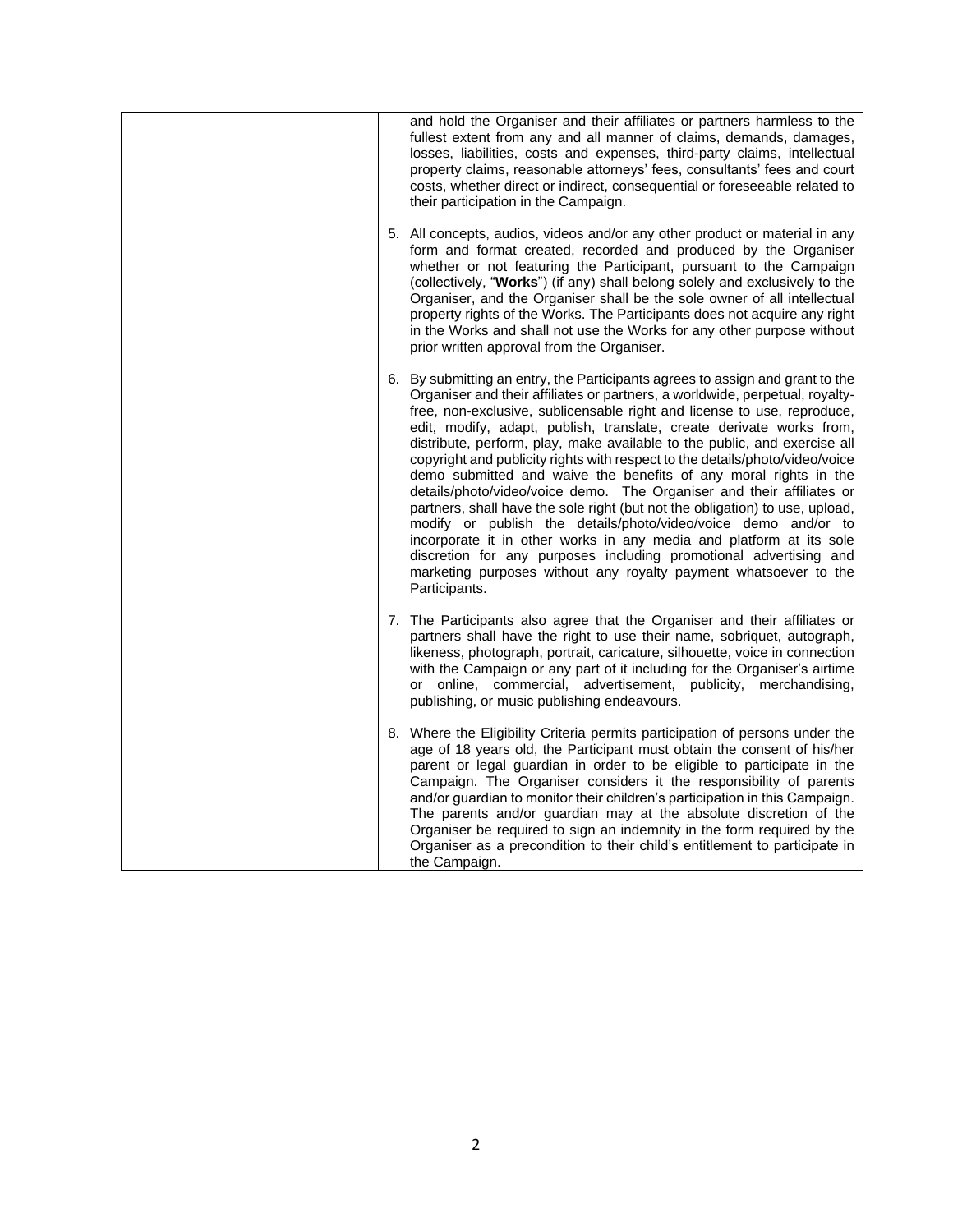| | | |
|---|---|---|
| | | and hold the Organiser and their affiliates or partners harmless to the fullest extent from any and all manner of claims, demands, damages, losses, liabilities, costs and expenses, third-party claims, intellectual property claims, reasonable attorneys' fees, consultants' fees and court costs, whether direct or indirect, consequential or foreseeable related to their participation in the Campaign.<br><br>5. All concepts, audios, videos and/or any other product or material in any form and format created, recorded and produced by the Organiser whether or not featuring the Participant, pursuant to the Campaign (collectively, "**Works**") (if any) shall belong solely and exclusively to the Organiser, and the Organiser shall be the sole owner of all intellectual property rights of the Works. The Participants does not acquire any right in the Works and shall not use the Works for any other purpose without prior written approval from the Organiser.<br><br>6. By submitting an entry, the Participants agrees to assign and grant to the Organiser and their affiliates or partners, a worldwide, perpetual, royalty-free, non-exclusive, sublicensable right and license to use, reproduce, edit, modify, adapt, publish, translate, create derivate works from, distribute, perform, play, make available to the public, and exercise all copyright and publicity rights with respect to the details/photo/video/voice demo submitted and waive the benefits of any moral rights in the details/photo/video/voice demo. The Organiser and their affiliates or partners, shall have the sole right (but not the obligation) to use, upload, modify or publish the details/photo/video/voice demo and/or to incorporate it in other works in any media and platform at its sole discretion for any purposes including promotional advertising and marketing purposes without any royalty payment whatsoever to the Participants.<br><br>7. The Participants also agree that the Organiser and their affiliates or partners shall have the right to use their name, sobriquet, autograph, likeness, photograph, portrait, caricature, silhouette, voice in connection with the Campaign or any part of it including for the Organiser's airtime or online, commercial, advertisement, publicity, merchandising, publishing, or music publishing endeavours.<br><br>8. Where the Eligibility Criteria permits participation of persons under the age of 18 years old, the Participant must obtain the consent of his/her parent or legal guardian in order to be eligible to participate in the Campaign. The Organiser considers it the responsibility of parents and/or guardian to monitor their children's participation in this Campaign. The parents and/or guardian may at the absolute discretion of the Organiser be required to sign an indemnity in the form required by the Organiser as a precondition to their child's entitlement to participate in the Campaign. |